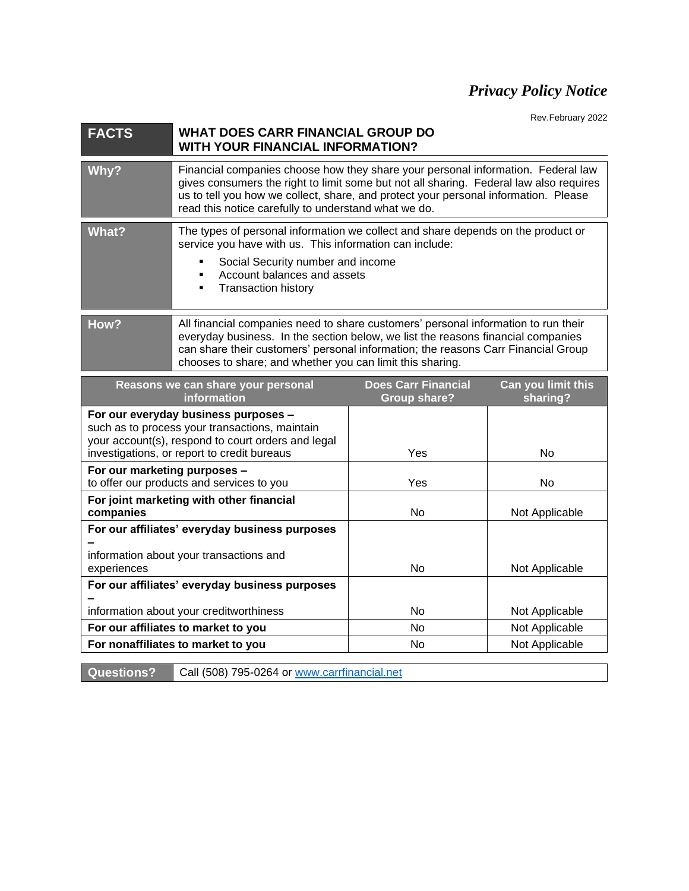# *Privacy Policy Notice*

Rev.February 2022

| **FACTS** | **WHAT DOES CARR FINANCIAL GROUP DO WITH YOUR FINANCIAL INFORMATION?** |
|---|---|
| **Why?** | Financial companies choose how they share your personal information. Federal law gives consumers the right to limit some but not all sharing. Federal law also requires us to tell you how we collect, share, and protect your personal information. Please read this notice carefully to understand what we do. |
| **What?** | The types of personal information we collect and share depends on the product or service you have with us. This information can include:<br>▪ Social Security number and income<br>▪ Account balances and assets<br>▪ Transaction history |
| **How?** | All financial companies need to share customers' personal information to run their everyday business. In the section below, we list the reasons financial companies can share their customers' personal information; the reasons Carr Financial Group chooses to share; and whether you can limit this sharing. |

| Reasons we can share your personal information | Does Carr Financial Group share? | Can you limit this sharing? |
|---|---|---|
| **For our everyday business purposes –** such as to process your transactions, maintain your account(s), respond to court orders and legal investigations, or report to credit bureaus | Yes | No |
| **For our marketing purposes –** to offer our products and services to you | Yes | No |
| **For joint marketing with other financial companies** | No | Not Applicable |
| **For our affiliates' everyday business purposes –** information about your transactions and experiences | No | Not Applicable |
| **For our affiliates' everyday business purposes –** information about your creditworthiness | No | Not Applicable |
| **For our affiliates to market to you** | No | Not Applicable |
| **For nonaffiliates to market to you** | No | Not Applicable |

| **Questions?** | Call (508) 795-0264 or [www.carrfinancial.net](www.carrfinancial.net) |
|---|---|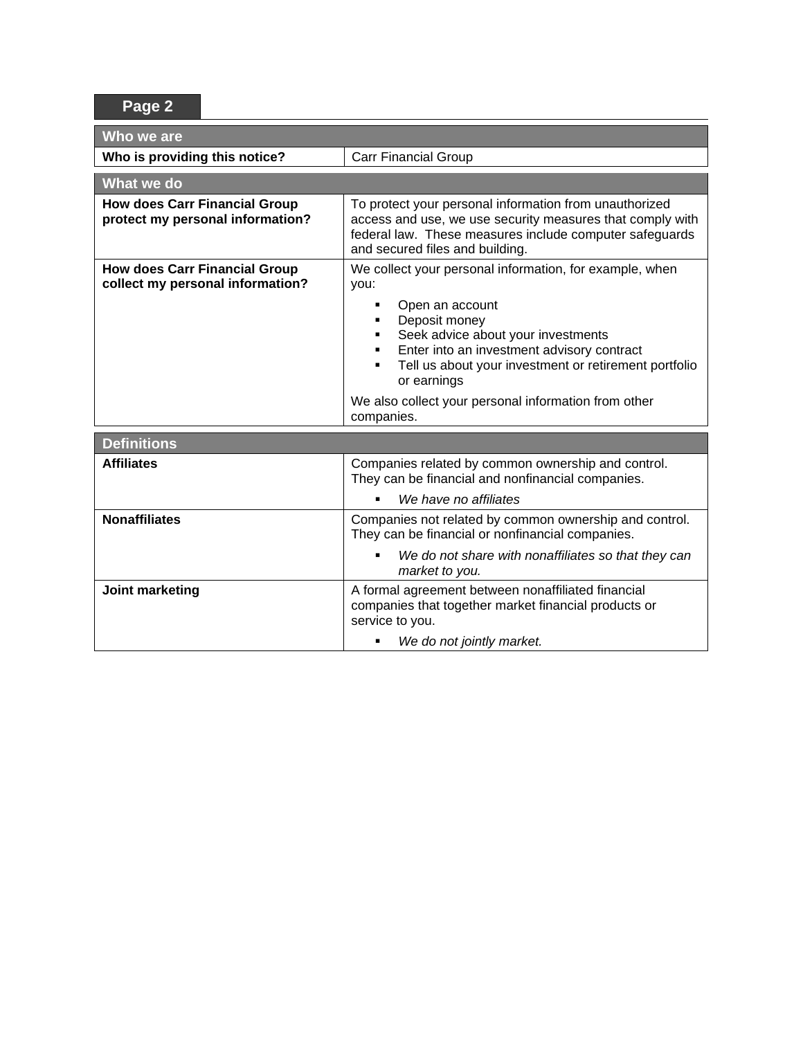## Page 2

| Who we are | |
|---|---|
| **Who is providing this notice?** | Carr Financial Group |

| What we do | |
|---|---|
| **How does Carr Financial Group protect my personal information?** | To protect your personal information from unauthorized access and use, we use security measures that comply with federal law. These measures include computer safeguards and secured files and building. |
| **How does Carr Financial Group collect my personal information?** | We collect your personal information, for example, when you:<br>▪ Open an account<br>▪ Deposit money<br>▪ Seek advice about your investments<br>▪ Enter into an investment advisory contract<br>▪ Tell us about your investment or retirement portfolio or earnings<br><br>We also collect your personal information from other companies. |

| Definitions | |
|---|---|
| **Affiliates** | Companies related by common ownership and control. They can be financial and nonfinancial companies.<br>▪ *We have no affiliates* |
| **Nonaffiliates** | Companies not related by common ownership and control. They can be financial or nonfinancial companies.<br>▪ *We do not share with nonaffiliates so that they can market to you.* |
| **Joint marketing** | A formal agreement between nonaffiliated financial companies that together market financial products or service to you.<br>▪ *We do not jointly market.* |